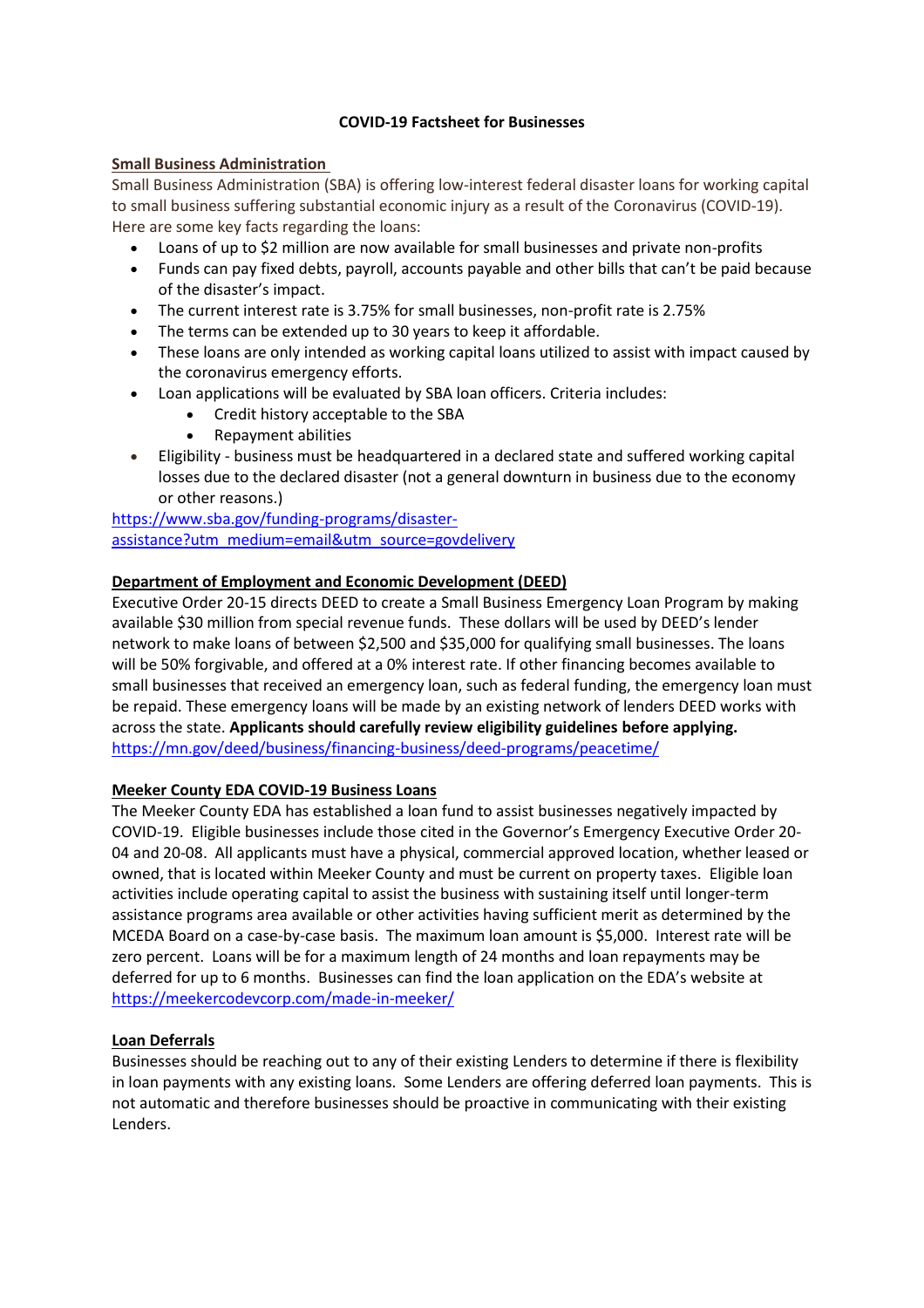# COVID-19 Factsheet for Businesses

## Small Business Administration

Small Business Administration (SBA) is offering low-interest federal disaster loans for working capital to small business suffering substantial economic injury as a result of the Coronavirus (COVID-19). Here are some key facts regarding the loans:

- Loans of up to $2 million are now available for small businesses and private non-profits
- Funds can pay fixed debts, payroll, accounts payable and other bills that can't be paid because of the disaster's impact.
- The current interest rate is 3.75% for small businesses, non-profit rate is 2.75%
- The terms can be extended up to 30 years to keep it affordable.
- These loans are only intended as working capital loans utilized to assist with impact caused by the coronavirus emergency efforts.
- Loan applications will be evaluated by SBA loan officers. Criteria includes:
    - Credit history acceptable to the SBA
    - Repayment abilities
- Eligibility - business must be headquartered in a declared state and suffered working capital losses due to the declared disaster (not a general downturn in business due to the economy or other reasons.)

https://www.sba.gov/funding-programs/disaster-assistance?utm_medium=email&utm_source=govdelivery

## Department of Employment and Economic Development (DEED)

Executive Order 20-15 directs DEED to create a Small Business Emergency Loan Program by making available $30 million from special revenue funds. These dollars will be used by DEED's lender network to make loans of between $2,500 and $35,000 for qualifying small businesses. The loans will be 50% forgivable, and offered at a 0% interest rate. If other financing becomes available to small businesses that received an emergency loan, such as federal funding, the emergency loan must be repaid. These emergency loans will be made by an existing network of lenders DEED works with across the state. **Applicants should carefully review eligibility guidelines before applying.**
https://mn.gov/deed/business/financing-business/deed-programs/peacetime/

## Meeker County EDA COVID-19 Business Loans

The Meeker County EDA has established a loan fund to assist businesses negatively impacted by COVID-19. Eligible businesses include those cited in the Governor's Emergency Executive Order 20-04 and 20-08. All applicants must have a physical, commercial approved location, whether leased or owned, that is located within Meeker County and must be current on property taxes. Eligible loan activities include operating capital to assist the business with sustaining itself until longer-term assistance programs area available or other activities having sufficient merit as determined by the MCEDA Board on a case-by-case basis. The maximum loan amount is $5,000. Interest rate will be zero percent. Loans will be for a maximum length of 24 months and loan repayments may be deferred for up to 6 months. Businesses can find the loan application on the EDA's website at https://meekercodevcorp.com/made-in-meeker/

## Loan Deferrals

Businesses should be reaching out to any of their existing Lenders to determine if there is flexibility in loan payments with any existing loans. Some Lenders are offering deferred loan payments. This is not automatic and therefore businesses should be proactive in communicating with their existing Lenders.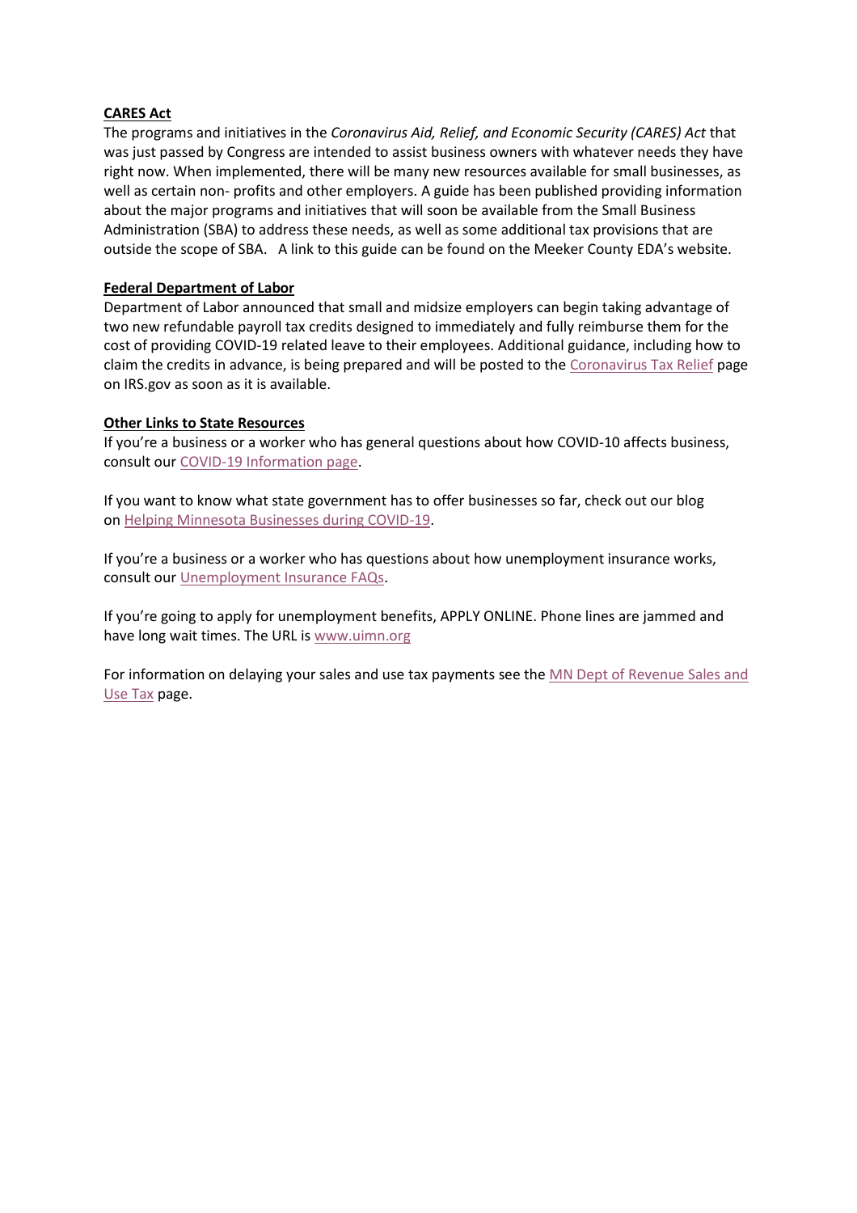**CARES Act**

The programs and initiatives in the *Coronavirus Aid, Relief, and Economic Security (CARES) Act* that was just passed by Congress are intended to assist business owners with whatever needs they have right now. When implemented, there will be many new resources available for small businesses, as well as certain non- profits and other employers. A guide has been published providing information about the major programs and initiatives that will soon be available from the Small Business Administration (SBA) to address these needs, as well as some additional tax provisions that are outside the scope of SBA. A link to this guide can be found on the Meeker County EDA's website.

**Federal Department of Labor**

Department of Labor announced that small and midsize employers can begin taking advantage of two new refundable payroll tax credits designed to immediately and fully reimburse them for the cost of providing COVID-19 related leave to their employees. Additional guidance, including how to claim the credits in advance, is being prepared and will be posted to the Coronavirus Tax Relief page on IRS.gov as soon as it is available.

**Other Links to State Resources**

If you're a business or a worker who has general questions about how COVID-10 affects business, consult our COVID-19 Information page.

If you want to know what state government has to offer businesses so far, check out our blog on Helping Minnesota Businesses during COVID-19.

If you're a business or a worker who has questions about how unemployment insurance works, consult our Unemployment Insurance FAQs.

If you're going to apply for unemployment benefits, APPLY ONLINE. Phone lines are jammed and have long wait times. The URL is www.uimn.org

For information on delaying your sales and use tax payments see the MN Dept of Revenue Sales and Use Tax page.